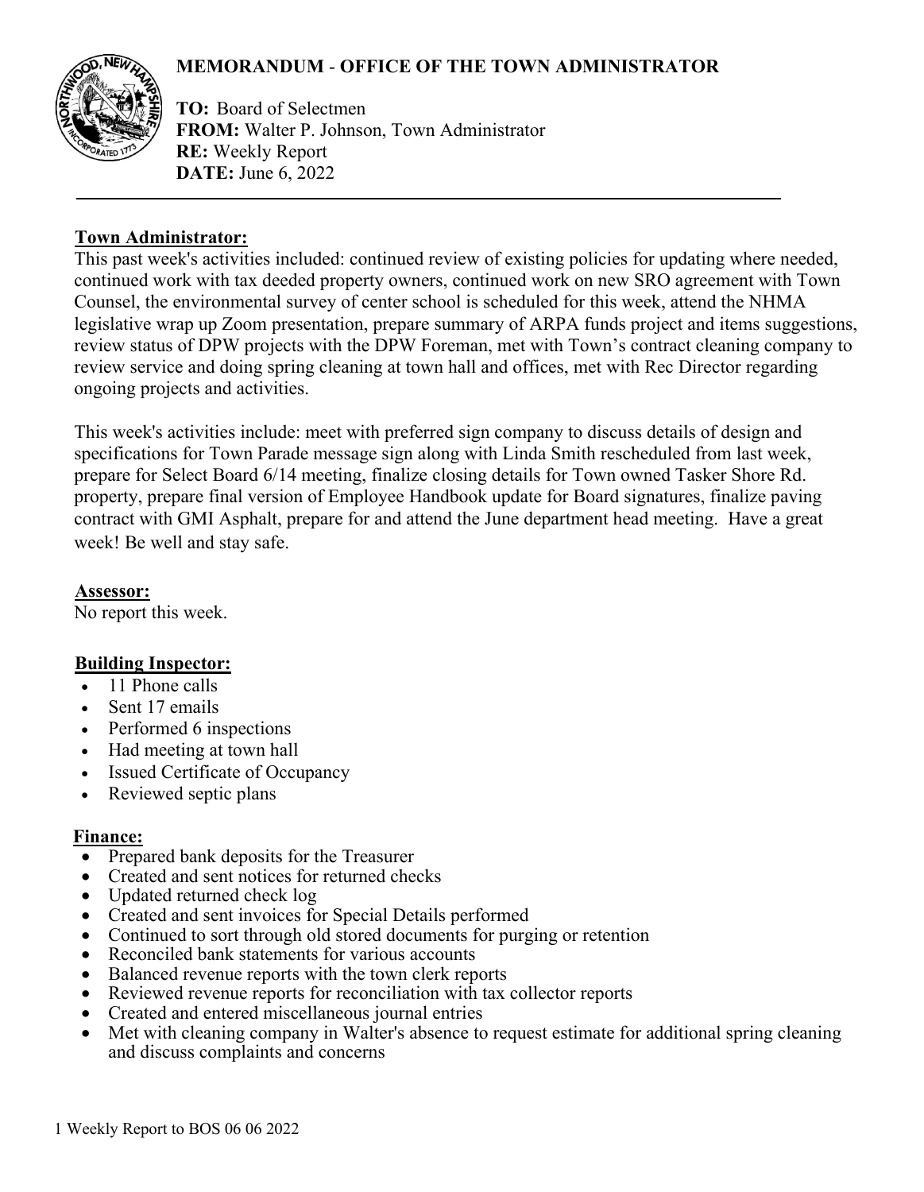# MEMORANDUM - OFFICE OF THE TOWN ADMINISTRATOR

**TO:** Board of Selectmen
**FROM:** Walter P. Johnson, Town Administrator
**RE:** Weekly Report
**DATE:** June 6, 2022

---

## Town Administrator:

This past week's activities included: continued review of existing policies for updating where needed, continued work with tax deeded property owners, continued work on new SRO agreement with Town Counsel, the environmental survey of center school is scheduled for this week, attend the NHMA legislative wrap up Zoom presentation, prepare summary of ARPA funds project and items suggestions, review status of DPW projects with the DPW Foreman, met with Town's contract cleaning company to review service and doing spring cleaning at town hall and offices, met with Rec Director regarding ongoing projects and activities.

This week's activities include: meet with preferred sign company to discuss details of design and specifications for Town Parade message sign along with Linda Smith rescheduled from last week, prepare for Select Board 6/14 meeting, finalize closing details for Town owned Tasker Shore Rd. property, prepare final version of Employee Handbook update for Board signatures, finalize paving contract with GMI Asphalt, prepare for and attend the June department head meeting. Have a great week! Be well and stay safe.

## Assessor:

No report this week.

## Building Inspector:

- 11 Phone calls
- Sent 17 emails
- Performed 6 inspections
- Had meeting at town hall
- Issued Certificate of Occupancy
- Reviewed septic plans

## Finance:

- Prepared bank deposits for the Treasurer
- Created and sent notices for returned checks
- Updated returned check log
- Created and sent invoices for Special Details performed
- Continued to sort through old stored documents for purging or retention
- Reconciled bank statements for various accounts
- Balanced revenue reports with the town clerk reports
- Reviewed revenue reports for reconciliation with tax collector reports
- Created and entered miscellaneous journal entries
- Met with cleaning company in Walter's absence to request estimate for additional spring cleaning and discuss complaints and concerns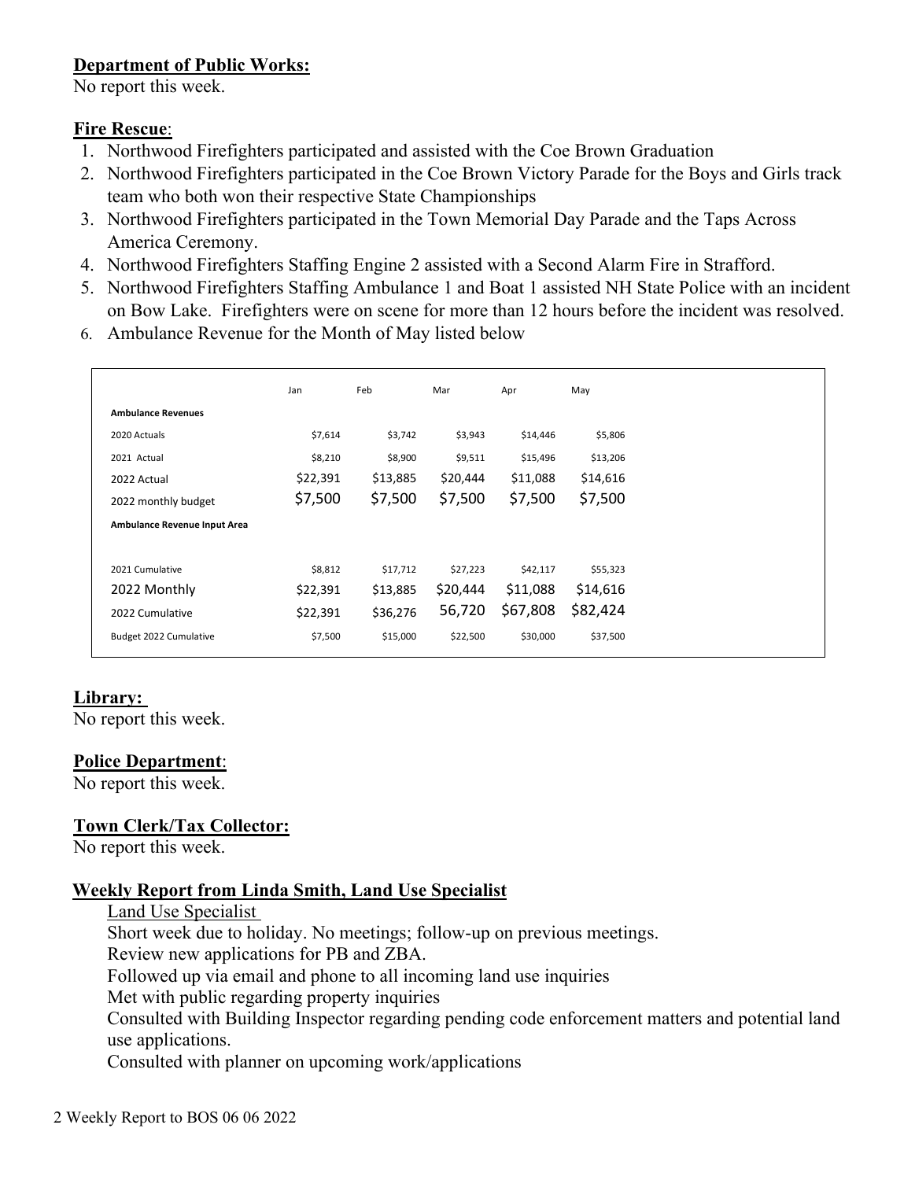**Department of Public Works:**
No report this week.

**Fire Rescue**:

1. Northwood Firefighters participated and assisted with the Coe Brown Graduation
2. Northwood Firefighters participated in the Coe Brown Victory Parade for the Boys and Girls track team who both won their respective State Championships
3. Northwood Firefighters participated in the Town Memorial Day Parade and the Taps Across America Ceremony.
4. Northwood Firefighters Staffing Engine 2 assisted with a Second Alarm Fire in Strafford.
5. Northwood Firefighters Staffing Ambulance 1 and Boat 1 assisted NH State Police with an incident on Bow Lake. Firefighters were on scene for more than 12 hours before the incident was resolved.
6. Ambulance Revenue for the Month of May listed below

| | Jan | Feb | Mar | Apr | May |
|---|---|---|---|---|---|
| **Ambulance Revenues** | | | | | |
| 2020 Actuals | $7,614 | $3,742 | $3,943 | $14,446 | $5,806 |
| 2021 Actual | $8,210 | $8,900 | $9,511 | $15,496 | $13,206 |
| 2022 Actual | $22,391 | $13,885 | $20,444 | $11,088 | $14,616 |
| 2022 monthly budget | $7,500 | $7,500 | $7,500 | $7,500 | $7,500 |
| **Ambulance Revenue Input Area** | | | | | |
| 2021 Cumulative | $8,812 | $17,712 | $27,223 | $42,117 | $55,323 |
| 2022 Monthly | $22,391 | $13,885 | $20,444 | $11,088 | $14,616 |
| 2022 Cumulative | $22,391 | $36,276 | 56,720 | $67,808 | $82,424 |
| Budget 2022 Cumulative | $7,500 | $15,000 | $22,500 | $30,000 | $37,500 |

**Library:**
No report this week.

**Police Department**:
No report this week.

**Town Clerk/Tax Collector:**
No report this week.

**Weekly Report from Linda Smith, Land Use Specialist**

Land Use Specialist
Short week due to holiday. No meetings; follow-up on previous meetings.
Review new applications for PB and ZBA.
Followed up via email and phone to all incoming land use inquiries
Met with public regarding property inquiries
Consulted with Building Inspector regarding pending code enforcement matters and potential land use applications.
Consulted with planner on upcoming work/applications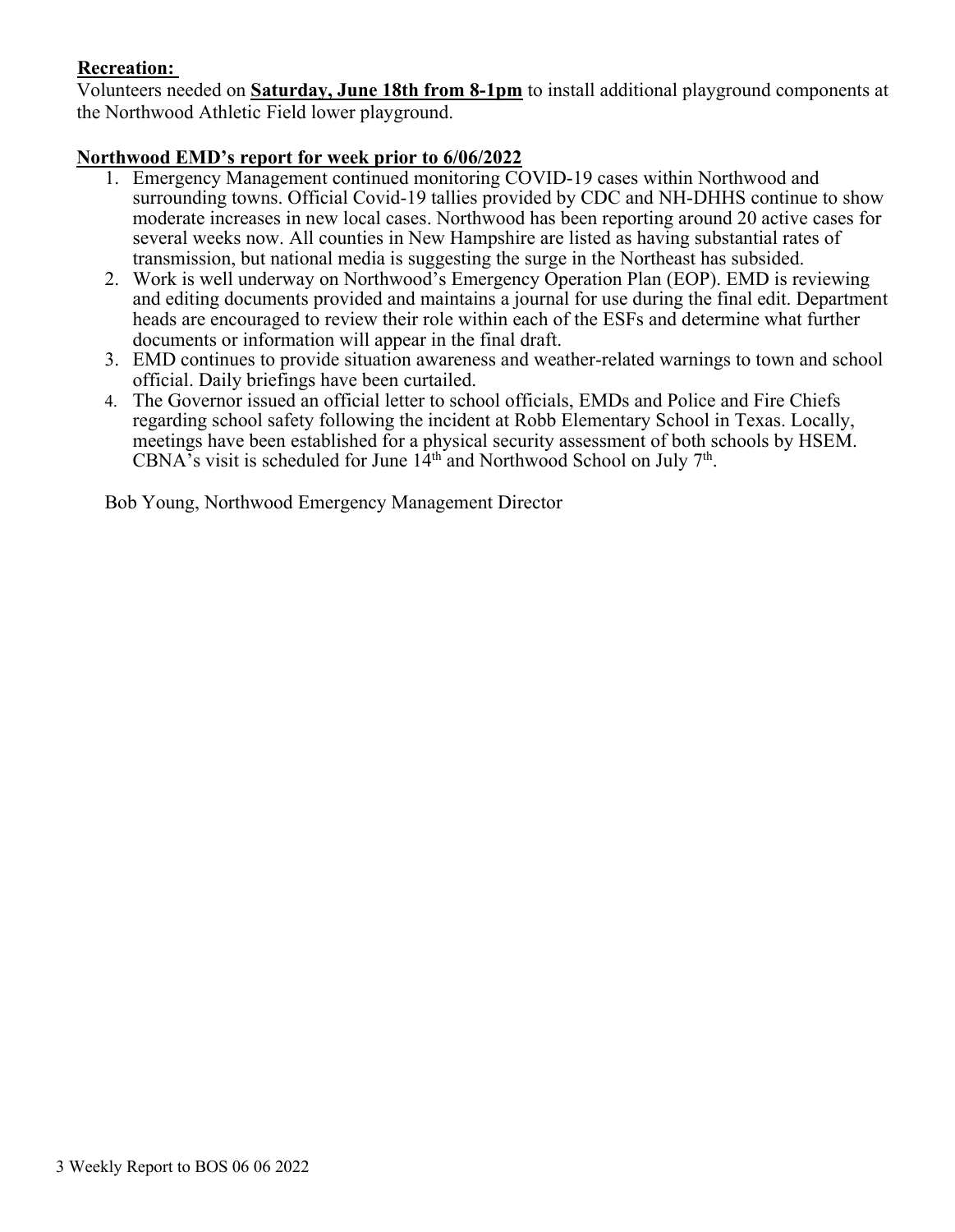**Recreation:**

Volunteers needed on **Saturday, June 18th from 8-1pm** to install additional playground components at the Northwood Athletic Field lower playground.

**Northwood EMD's report for week prior to 6/06/2022**

1. Emergency Management continued monitoring COVID-19 cases within Northwood and surrounding towns. Official Covid-19 tallies provided by CDC and NH-DHHS continue to show moderate increases in new local cases. Northwood has been reporting around 20 active cases for several weeks now. All counties in New Hampshire are listed as having substantial rates of transmission, but national media is suggesting the surge in the Northeast has subsided.
2. Work is well underway on Northwood's Emergency Operation Plan (EOP). EMD is reviewing and editing documents provided and maintains a journal for use during the final edit. Department heads are encouraged to review their role within each of the ESFs and determine what further documents or information will appear in the final draft.
3. EMD continues to provide situation awareness and weather-related warnings to town and school official. Daily briefings have been curtailed.
4. The Governor issued an official letter to school officials, EMDs and Police and Fire Chiefs regarding school safety following the incident at Robb Elementary School in Texas. Locally, meetings have been established for a physical security assessment of both schools by HSEM. CBNA's visit is scheduled for June 14th and Northwood School on July 7th.

Bob Young, Northwood Emergency Management Director